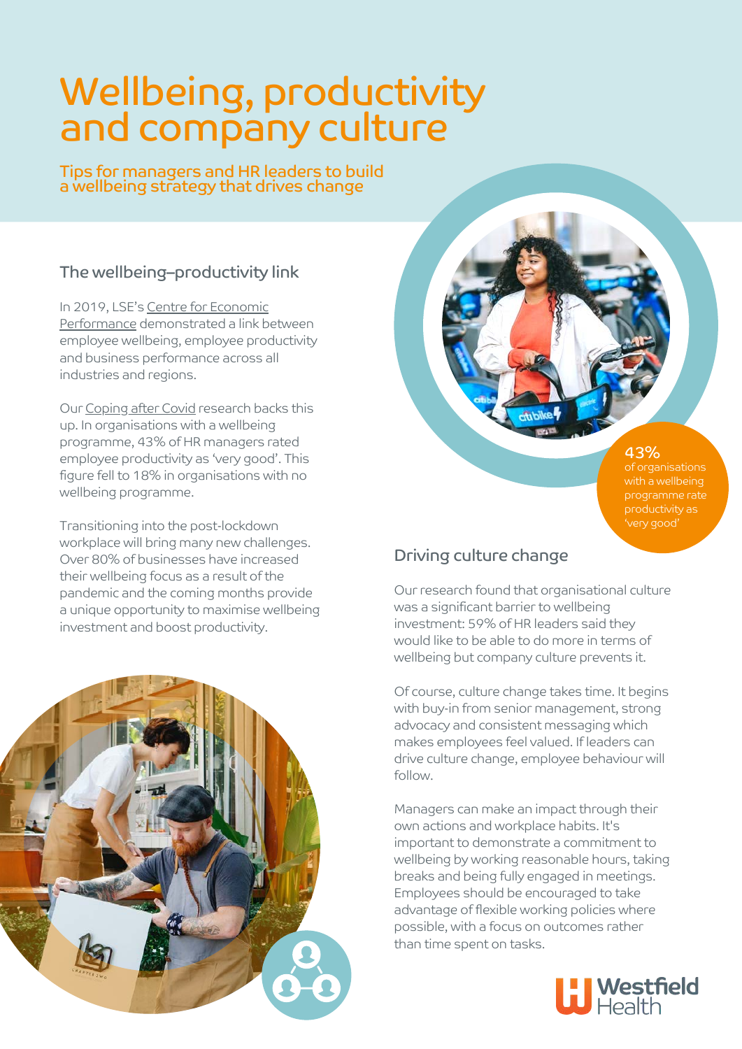# Wellbeing, productivity and company culture

Tips for managers and HR leaders to build a wellbeing strategy that drives change

## The wellbeing–productivity link

In 2019, LSE's Centre for Economic Performance demonstrated a link between employee wellbeing, employee productivity and business performance across all industries and regions.

Our Coping after Covid research backs this up. In organisations with a wellbeing programme, 43% of HR managers rated employee productivity as 'very good'. This figure fell to 18% in organisations with no wellbeing programme.

Transitioning into the post-lockdown workplace will bring many new challenges. Over 80% of businesses have increased their wellbeing focus as a result of the pandemic and the coming months provide a unique opportunity to maximise wellbeing investment and boost productivity.

**43%** of organisations with a wellbeing programme rate productivity as 'very good'

## Driving culture change

Our research found that organisational culture was a significant barrier to wellbeing investment: 59% of HR leaders said they would like to be able to do more in terms of wellbeing but company culture prevents it.

Of course, culture change takes time. It begins with buy-in from senior management, strong advocacy and consistent messaging which makes employees feel valued. If leaders can drive culture change, employee behaviour will follow.

Managers can make an impact through their own actions and workplace habits. It's important to demonstrate a commitment to wellbeing by working reasonable hours, taking breaks and being fully engaged in meetings. Employees should be encouraged to take advantage of flexible working policies where possible, with a focus on outcomes rather than time spent on tasks.

Westfield Health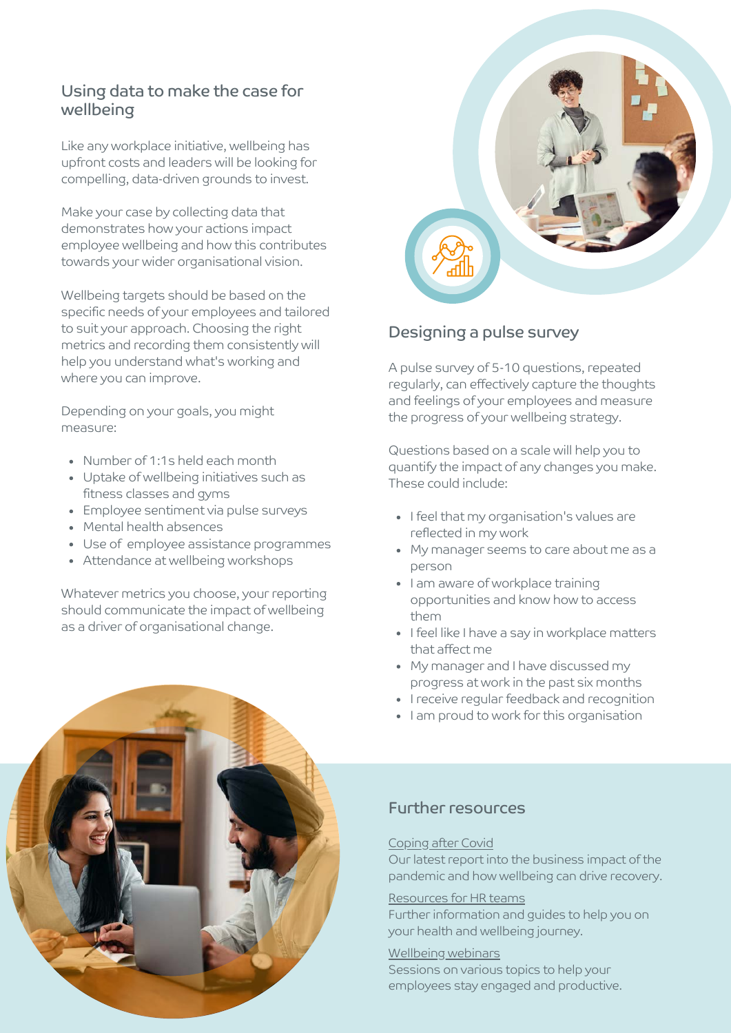## Using data to make the case for wellbeing

Like any workplace initiative, wellbeing has upfront costs and leaders will be looking for compelling, data-driven grounds to invest.

Make your case by collecting data that demonstrates how your actions impact employee wellbeing and how this contributes towards your wider organisational vision.

Wellbeing targets should be based on the specific needs of your employees and tailored to suit your approach. Choosing the right metrics and recording them consistently will help you understand what's working and where you can improve.

Depending on your goals, you might measure:

- Number of 1:1s held each month
- Uptake of wellbeing initiatives such as fitness classes and gyms
- Employee sentiment via pulse surveys
- Mental health absences
- Use of employee assistance programmes
- Attendance at wellbeing workshops

Whatever metrics you choose, your reporting should communicate the impact of wellbeing as a driver of organisational change.

## Designing a pulse survey

A pulse survey of 5-10 questions, repeated regularly, can effectively capture the thoughts and feelings of your employees and measure the progress of your wellbeing strategy.

Questions based on a scale will help you to quantify the impact of any changes you make. These could include:

- I feel that my organisation's values are reflected in my work
- My manager seems to care about me as a person
- I am aware of workplace training opportunities and know how to access them
- I feel like I have a say in workplace matters that affect me
- My manager and I have discussed my progress at work in the past six months
- I receive regular feedback and recognition
- I am proud to work for this organisation

## Further resources

Coping after Covid
Our latest report into the business impact of the pandemic and how wellbeing can drive recovery.

Resources for HR teams
Further information and guides to help you on your health and wellbeing journey.

Wellbeing webinars
Sessions on various topics to help your employees stay engaged and productive.